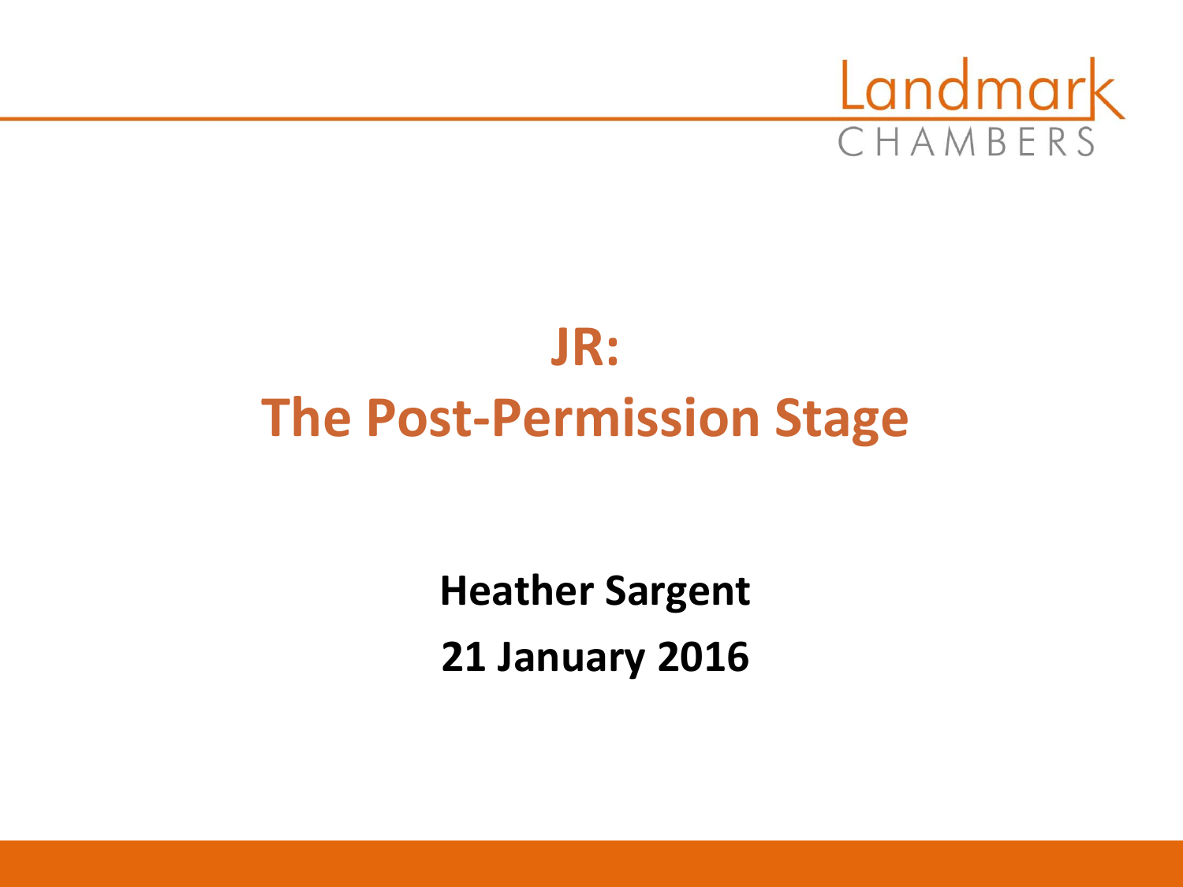Landmark CHAMBERS

# JR:
# The Post-Permission Stage

**Heather Sargent**

**21 January 2016**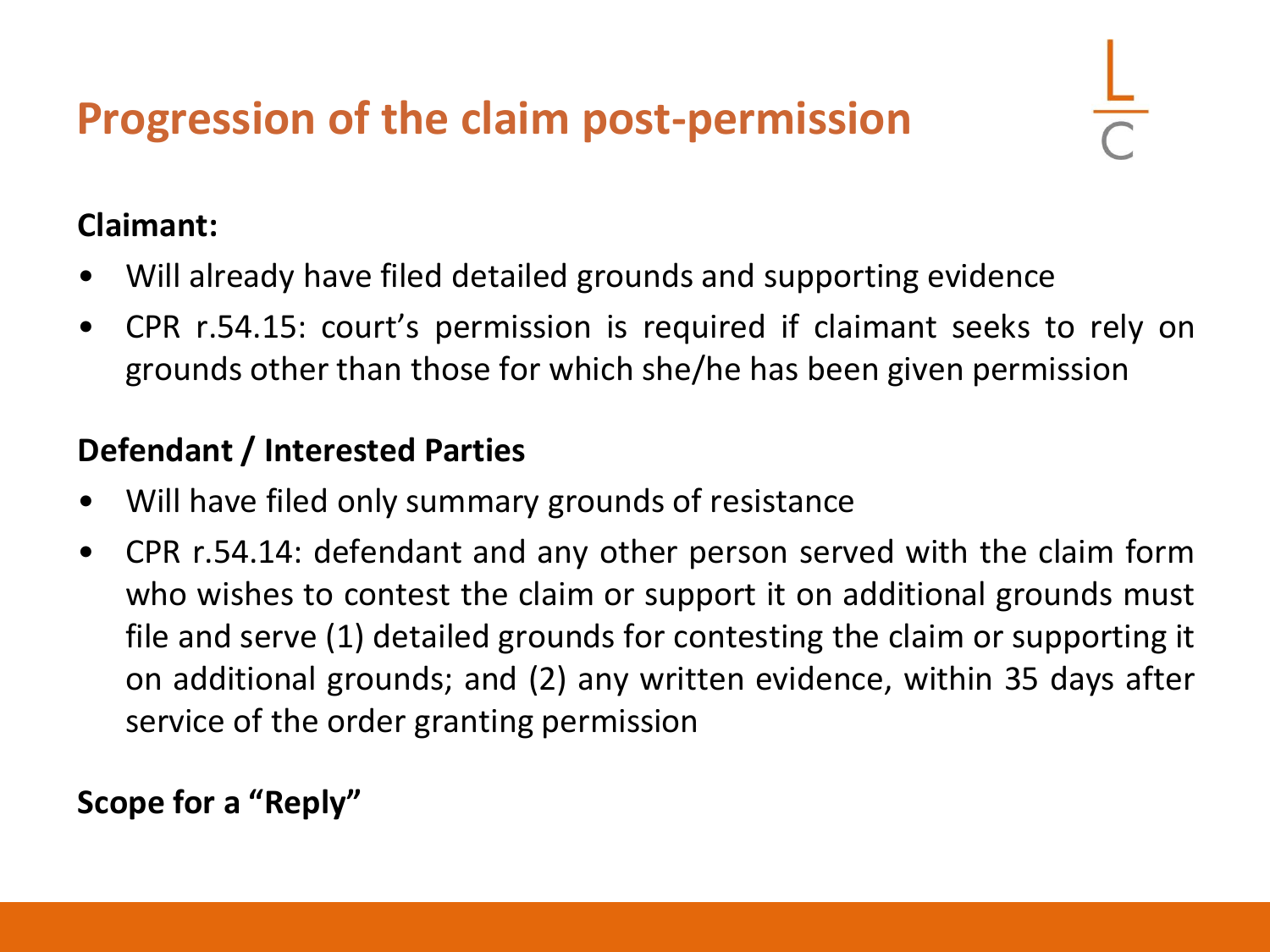# Progression of the claim post-permission

**Claimant:**

- Will already have filed detailed grounds and supporting evidence
- CPR r.54.15: court's permission is required if claimant seeks to rely on grounds other than those for which she/he has been given permission

**Defendant / Interested Parties**

- Will have filed only summary grounds of resistance
- CPR r.54.14: defendant and any other person served with the claim form who wishes to contest the claim or support it on additional grounds must file and serve (1) detailed grounds for contesting the claim or supporting it on additional grounds; and (2) any written evidence, within 35 days after service of the order granting permission

**Scope for a "Reply"**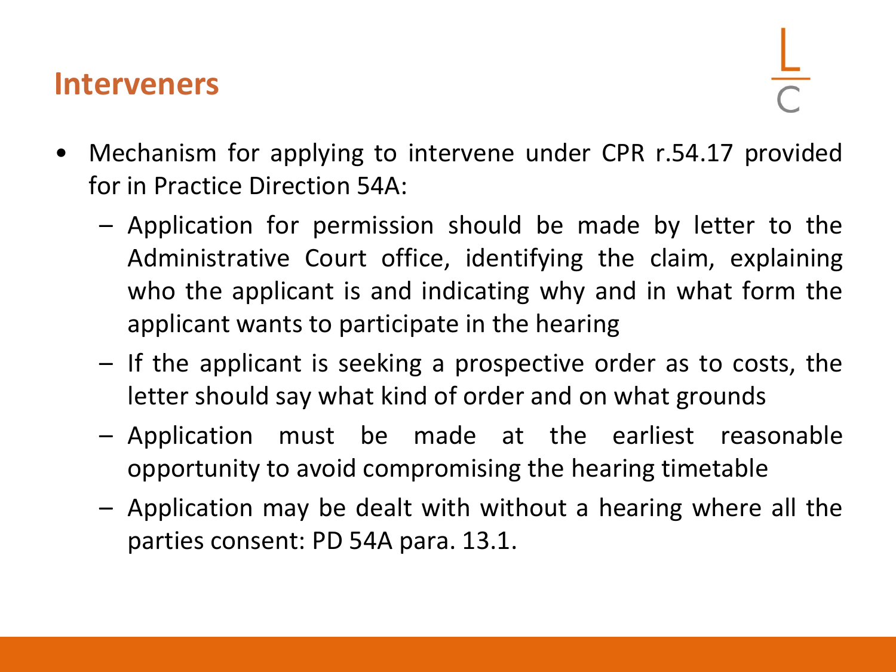## Interveners

- Mechanism for applying to intervene under CPR r.54.17 provided for in Practice Direction 54A:
  - Application for permission should be made by letter to the Administrative Court office, identifying the claim, explaining who the applicant is and indicating why and in what form the applicant wants to participate in the hearing
  - If the applicant is seeking a prospective order as to costs, the letter should say what kind of order and on what grounds
  - Application must be made at the earliest reasonable opportunity to avoid compromising the hearing timetable
  - Application may be dealt with without a hearing where all the parties consent: PD 54A para. 13.1.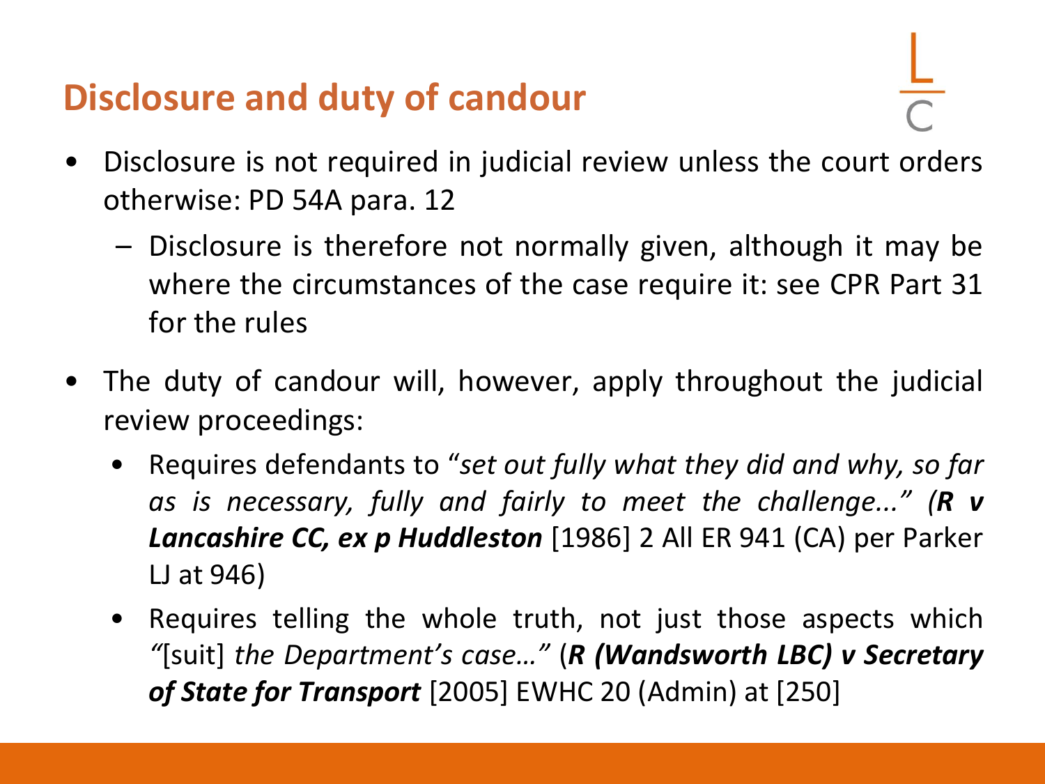# Disclosure and duty of candour

- Disclosure is not required in judicial review unless the court orders otherwise: PD 54A para. 12
  - Disclosure is therefore not normally given, although it may be where the circumstances of the case require it: see CPR Part 31 for the rules
- The duty of candour will, however, apply throughout the judicial review proceedings:
  - Requires defendants to "*set out fully what they did and why, so far as is necessary, fully and fairly to meet the challenge...*" (***R v Lancashire CC, ex p Huddleston*** [1986] 2 All ER 941 (CA) per Parker LJ at 946)
  - Requires telling the whole truth, not just those aspects which *"*[suit] *the Department's case…"* (***R (Wandsworth LBC) v Secretary of State for Transport*** [2005] EWHC 20 (Admin) at [250]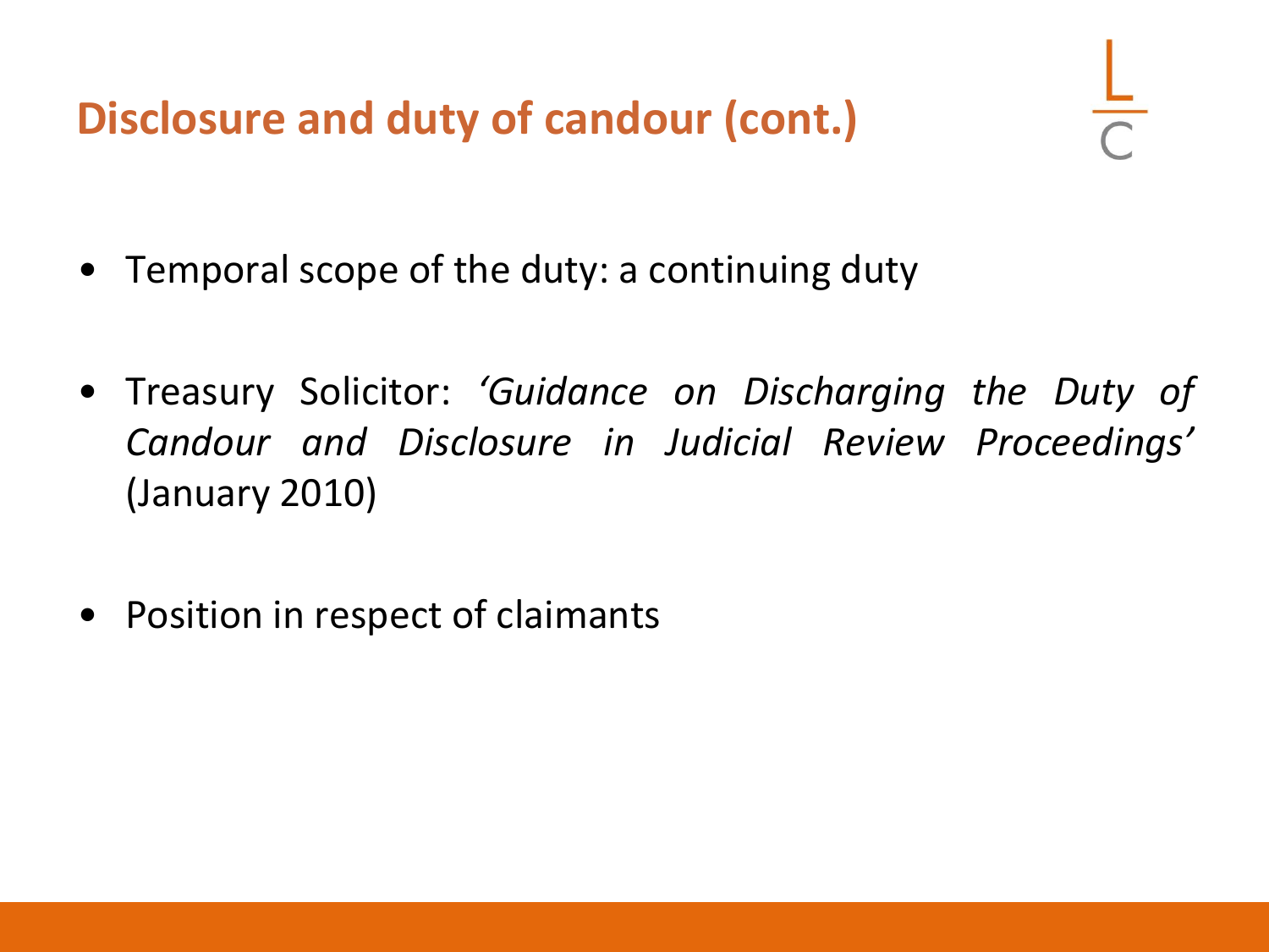## Disclosure and duty of candour (cont.)

- Temporal scope of the duty: a continuing duty

- Treasury Solicitor: *'Guidance on Discharging the Duty of Candour and Disclosure in Judicial Review Proceedings'* (January 2010)

- Position in respect of claimants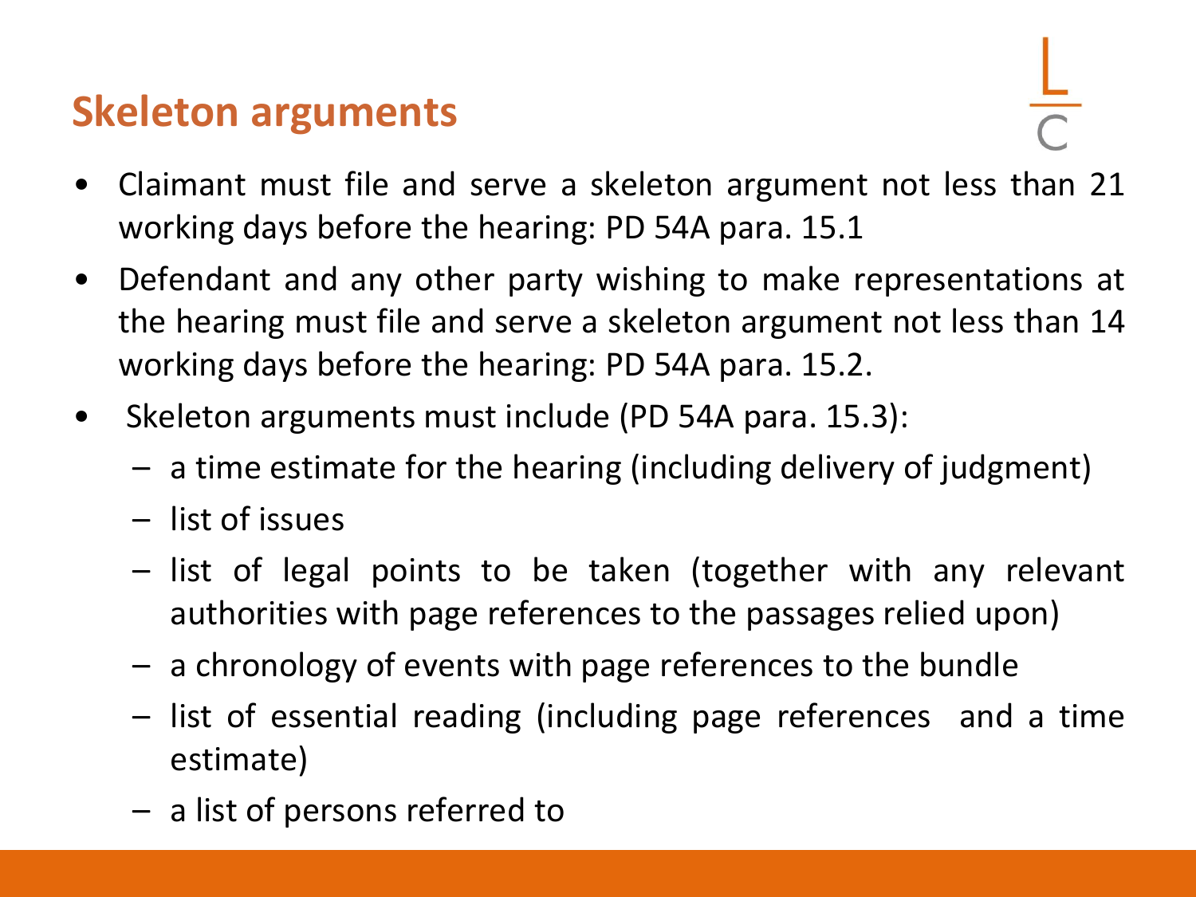# Skeleton arguments

- Claimant must file and serve a skeleton argument not less than 21 working days before the hearing: PD 54A para. 15.1
- Defendant and any other party wishing to make representations at the hearing must file and serve a skeleton argument not less than 14 working days before the hearing: PD 54A para. 15.2.
- Skeleton arguments must include (PD 54A para. 15.3):
  - a time estimate for the hearing (including delivery of judgment)
  - list of issues
  - list of legal points to be taken (together with any relevant authorities with page references to the passages relied upon)
  - a chronology of events with page references to the bundle
  - list of essential reading (including page references and a time estimate)
  - a list of persons referred to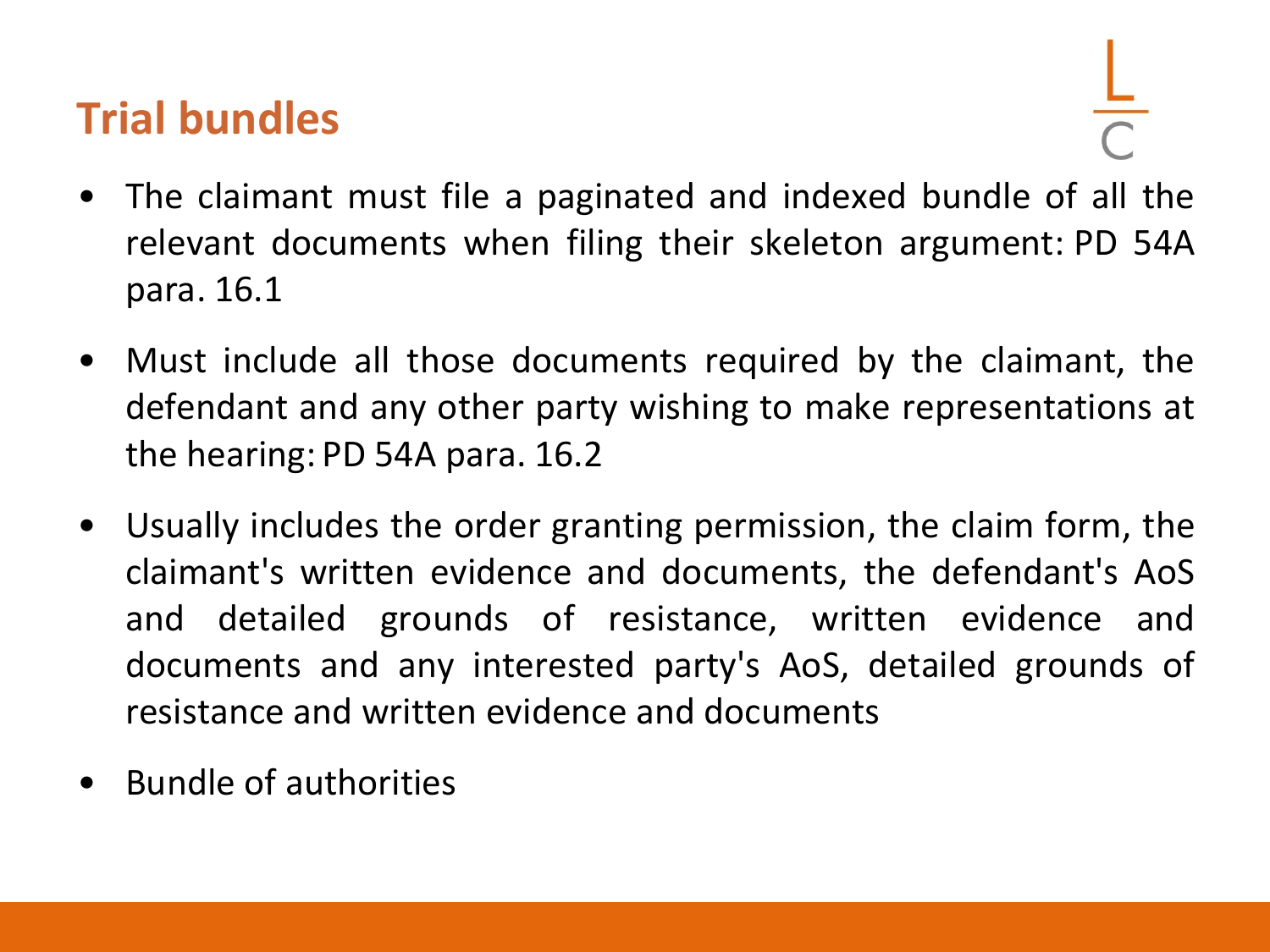## Trial bundles

- The claimant must file a paginated and indexed bundle of all the relevant documents when filing their skeleton argument: PD 54A para. 16.1
- Must include all those documents required by the claimant, the defendant and any other party wishing to make representations at the hearing: PD 54A para. 16.2
- Usually includes the order granting permission, the claim form, the claimant's written evidence and documents, the defendant's AoS and detailed grounds of resistance, written evidence and documents and any interested party's AoS, detailed grounds of resistance and written evidence and documents
- Bundle of authorities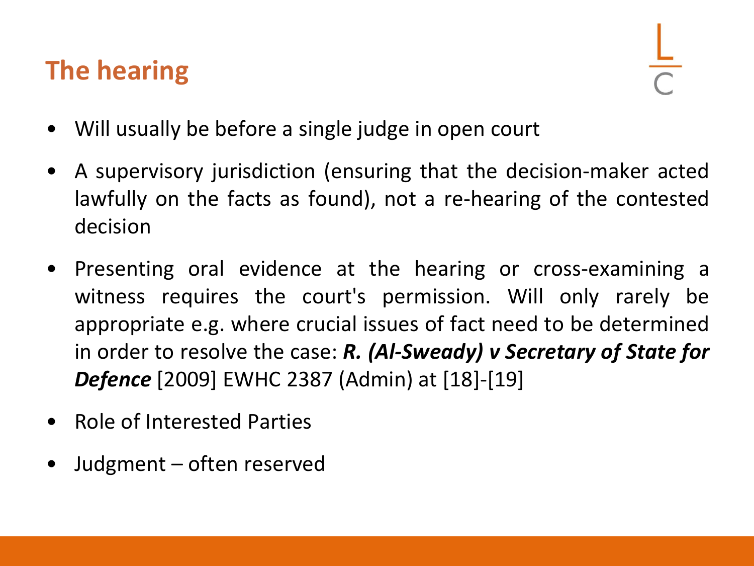# The hearing

- Will usually be before a single judge in open court
- A supervisory jurisdiction (ensuring that the decision-maker acted lawfully on the facts as found), not a re-hearing of the contested decision
- Presenting oral evidence at the hearing or cross-examining a witness requires the court's permission. Will only rarely be appropriate e.g. where crucial issues of fact need to be determined in order to resolve the case: ***R. (Al-Sweady) v Secretary of State for Defence*** [2009] EWHC 2387 (Admin) at [18]-[19]
- Role of Interested Parties
- Judgment – often reserved